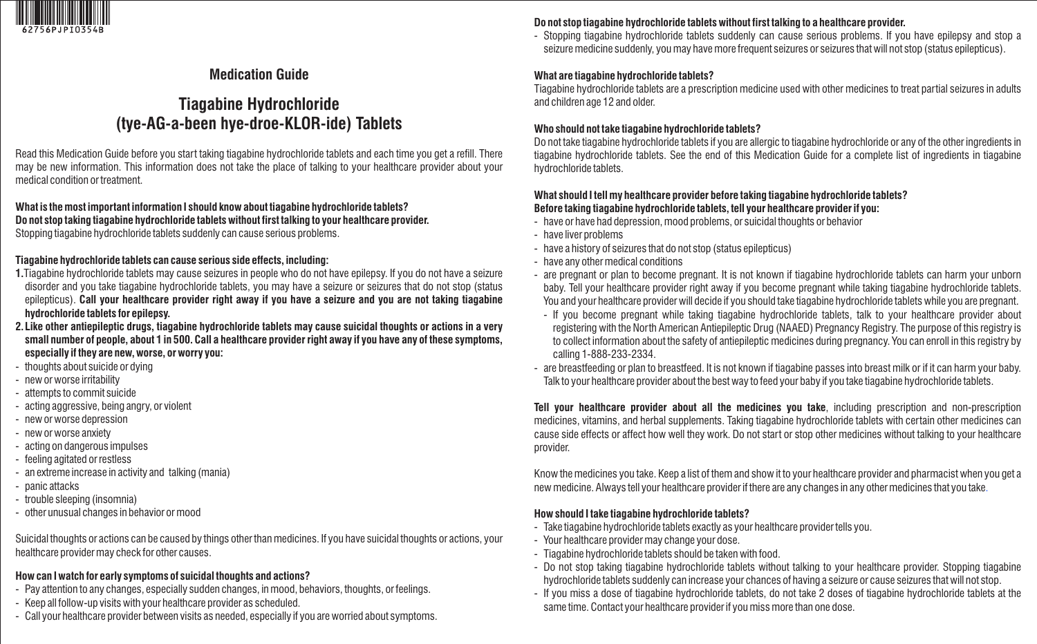62756PJPI0354B

## Medication Guide

# Tiagabine Hydrochloride (tye-AG-a-been hye-droe-KLOR-ide) Tablets

Read this Medication Guide before you start taking tiagabine hydrochloride tablets and each time you get a refill. There may be new information. This information does not take the place of talking to your healthcare provider about your medical condition or treatment.

**What is the most important information I should know about tiagabine hydrochloride tablets?**
**Do not stop taking tiagabine hydrochloride tablets without first talking to your healthcare provider.**
Stopping tiagabine hydrochloride tablets suddenly can cause serious problems.

**Tiagabine hydrochloride tablets can cause serious side effects, including:**

**1.** Tiagabine hydrochloride tablets may cause seizures in people who do not have epilepsy. If you do not have a seizure disorder and you take tiagabine hydrochloride tablets, you may have a seizure or seizures that do not stop (status epilepticus). **Call your healthcare provider right away if you have a seizure and you are not taking tiagabine hydrochloride tablets for epilepsy.**

**2. Like other antiepileptic drugs, tiagabine hydrochloride tablets may cause suicidal thoughts or actions in a very small number of people, about 1 in 500. Call a healthcare provider right away if you have any of these symptoms, especially if they are new, worse, or worry you:**

- thoughts about suicide or dying
- new or worse irritability
- attempts to commit suicide
- acting aggressive, being angry, or violent
- new or worse depression
- new or worse anxiety
- acting on dangerous impulses
- feeling agitated or restless
- an extreme increase in activity and talking (mania)
- panic attacks
- trouble sleeping (insomnia)
- other unusual changes in behavior or mood

Suicidal thoughts or actions can be caused by things other than medicines. If you have suicidal thoughts or actions, your healthcare provider may check for other causes.

**How can I watch for early symptoms of suicidal thoughts and actions?**

- Pay attention to any changes, especially sudden changes, in mood, behaviors, thoughts, or feelings.
- Keep all follow-up visits with your healthcare provider as scheduled.
- Call your healthcare provider between visits as needed, especially if you are worried about symptoms.

**Do not stop tiagabine hydrochloride tablets without first talking to a healthcare provider.**

- Stopping tiagabine hydrochloride tablets suddenly can cause serious problems. If you have epilepsy and stop a seizure medicine suddenly, you may have more frequent seizures or seizures that will not stop (status epilepticus).

**What are tiagabine hydrochloride tablets?**

Tiagabine hydrochloride tablets are a prescription medicine used with other medicines to treat partial seizures in adults and children age 12 and older.

**Who should not take tiagabine hydrochloride tablets?**

Do not take tiagabine hydrochloride tablets if you are allergic to tiagabine hydrochloride or any of the other ingredients in tiagabine hydrochloride tablets. See the end of this Medication Guide for a complete list of ingredients in tiagabine hydrochloride tablets.

**What should I tell my healthcare provider before taking tiagabine hydrochloride tablets?**
**Before taking tiagabine hydrochloride tablets, tell your healthcare provider if you:**

- have or have had depression, mood problems, or suicidal thoughts or behavior
- have liver problems
- have a history of seizures that do not stop (status epilepticus)
- have any other medical conditions
- are pregnant or plan to become pregnant. It is not known if tiagabine hydrochloride tablets can harm your unborn baby. Tell your healthcare provider right away if you become pregnant while taking tiagabine hydrochloride tablets. You and your healthcare provider will decide if you should take tiagabine hydrochloride tablets while you are pregnant.
  - If you become pregnant while taking tiagabine hydrochloride tablets, talk to your healthcare provider about registering with the North American Antiepileptic Drug (NAAED) Pregnancy Registry. The purpose of this registry is to collect information about the safety of antiepileptic medicines during pregnancy. You can enroll in this registry by calling 1-888-233-2334.
- are breastfeeding or plan to breastfeed. It is not known if tiagabine passes into breast milk or if it can harm your baby. Talk to your healthcare provider about the best way to feed your baby if you take tiagabine hydrochloride tablets.

**Tell your healthcare provider about all the medicines you take**, including prescription and non-prescription medicines, vitamins, and herbal supplements. Taking tiagabine hydrochloride tablets with certain other medicines can cause side effects or affect how well they work. Do not start or stop other medicines without talking to your healthcare provider.

Know the medicines you take. Keep a list of them and show it to your healthcare provider and pharmacist when you get a new medicine. Always tell your healthcare provider if there are any changes in any other medicines that you take.

**How should I take tiagabine hydrochloride tablets?**

- Take tiagabine hydrochloride tablets exactly as your healthcare provider tells you.
- Your healthcare provider may change your dose.
- Tiagabine hydrochloride tablets should be taken with food.
- Do not stop taking tiagabine hydrochloride tablets without talking to your healthcare provider. Stopping tiagabine hydrochloride tablets suddenly can increase your chances of having a seizure or cause seizures that will not stop.
- If you miss a dose of tiagabine hydrochloride tablets, do not take 2 doses of tiagabine hydrochloride tablets at the same time. Contact your healthcare provider if you miss more than one dose.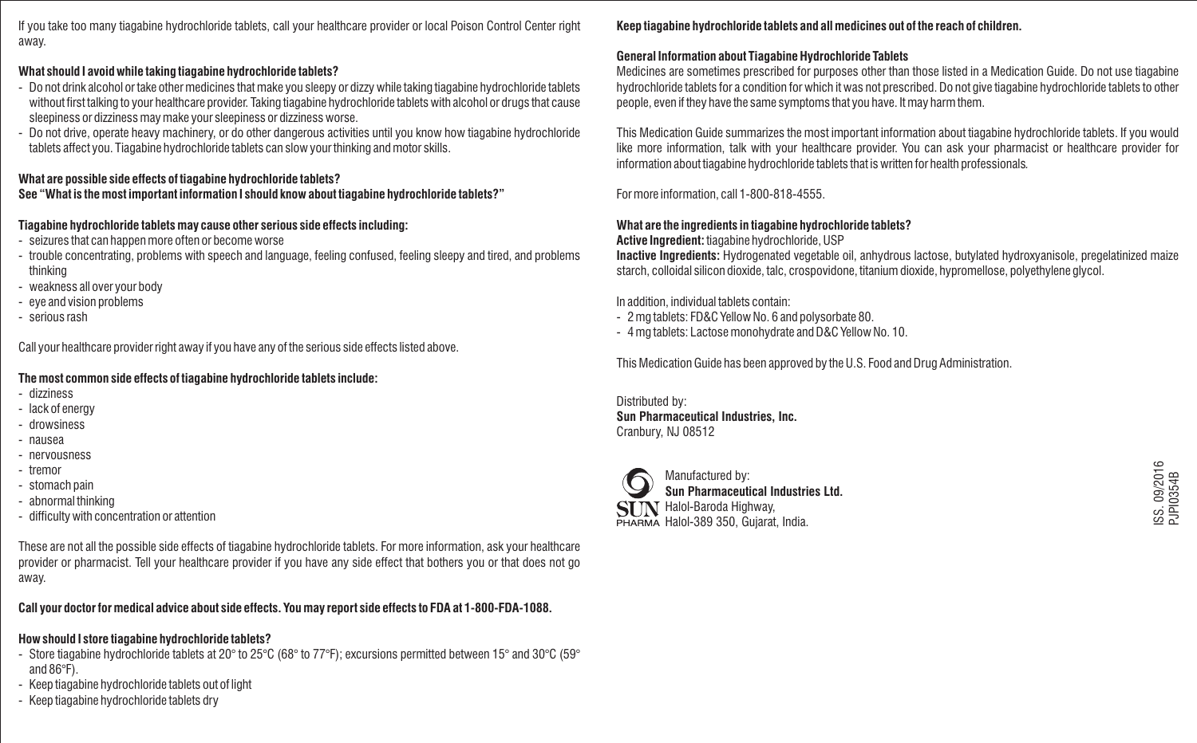If you take too many tiagabine hydrochloride tablets, call your healthcare provider or local Poison Control Center right away.

**What should I avoid while taking tiagabine hydrochloride tablets?**

- Do not drink alcohol or take other medicines that make you sleepy or dizzy while taking tiagabine hydrochloride tablets without first talking to your healthcare provider. Taking tiagabine hydrochloride tablets with alcohol or drugs that cause sleepiness or dizziness may make your sleepiness or dizziness worse.
- Do not drive, operate heavy machinery, or do other dangerous activities until you know how tiagabine hydrochloride tablets affect you. Tiagabine hydrochloride tablets can slow your thinking and motor skills.

**What are possible side effects of tiagabine hydrochloride tablets?**
**See "What is the most important information I should know about tiagabine hydrochloride tablets?"**

**Tiagabine hydrochloride tablets may cause other serious side effects including:**

- seizures that can happen more often or become worse
- trouble concentrating, problems with speech and language, feeling confused, feeling sleepy and tired, and problems thinking
- weakness all over your body
- eye and vision problems
- serious rash

Call your healthcare provider right away if you have any of the serious side effects listed above.

**The most common side effects of tiagabine hydrochloride tablets include:**

- dizziness
- lack of energy
- drowsiness
- nausea
- nervousness
- tremor
- stomach pain
- abnormal thinking
- difficulty with concentration or attention

These are not all the possible side effects of tiagabine hydrochloride tablets. For more information, ask your healthcare provider or pharmacist. Tell your healthcare provider if you have any side effect that bothers you or that does not go away.

**Call your doctor for medical advice about side effects. You may report side effects to FDA at 1-800-FDA-1088.**

**How should I store tiagabine hydrochloride tablets?**

- Store tiagabine hydrochloride tablets at 20° to 25°C (68° to 77°F); excursions permitted between 15° and 30°C (59° and 86°F).
- Keep tiagabine hydrochloride tablets out of light
- Keep tiagabine hydrochloride tablets dry

**Keep tiagabine hydrochloride tablets and all medicines out of the reach of children.**

**General Information about Tiagabine Hydrochloride Tablets**

Medicines are sometimes prescribed for purposes other than those listed in a Medication Guide. Do not use tiagabine hydrochloride tablets for a condition for which it was not prescribed. Do not give tiagabine hydrochloride tablets to other people, even if they have the same symptoms that you have. It may harm them.

This Medication Guide summarizes the most important information about tiagabine hydrochloride tablets. If you would like more information, talk with your healthcare provider. You can ask your pharmacist or healthcare provider for information about tiagabine hydrochloride tablets that is written for health professionals.

For more information, call 1-800-818-4555.

**What are the ingredients in tiagabine hydrochloride tablets?**

**Active Ingredient:** tiagabine hydrochloride, USP

**Inactive Ingredients:** Hydrogenated vegetable oil, anhydrous lactose, butylated hydroxyanisole, pregelatinized maize starch, colloidal silicon dioxide, talc, crospovidone, titanium dioxide, hypromellose, polyethylene glycol.

In addition, individual tablets contain:

- 2 mg tablets: FD&C Yellow No. 6 and polysorbate 80.
- 4 mg tablets: Lactose monohydrate and D&C Yellow No. 10.

This Medication Guide has been approved by the U.S. Food and Drug Administration.

Distributed by:
**Sun Pharmaceutical Industries, Inc.**
Cranbury, NJ 08512

SUN PHARMA
Manufactured by:
**Sun Pharmaceutical Industries Ltd.**
Halol-Baroda Highway,
Halol-389 350, Gujarat, India.

ISS. 09/2016
PJPI0354B